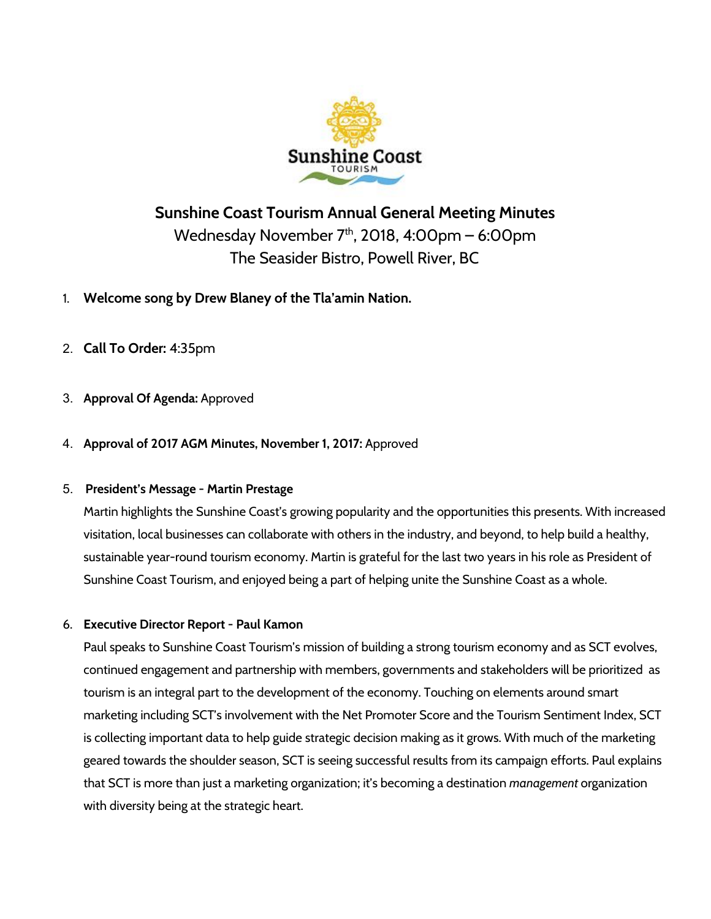Sunshine Coast TOURISM

# Sunshine Coast Tourism Annual General Meeting Minutes

Wednesday November 7th, 2018, 4:00pm – 6:00pm
The Seasider Bistro, Powell River, BC

1. **Welcome song by Drew Blaney of the Tla'amin Nation.**

2. **Call To Order:** 4:35pm

3. **Approval Of Agenda:** Approved

4. **Approval of 2017 AGM Minutes, November 1, 2017:** Approved

5. **President's Message - Martin Prestage**

   Martin highlights the Sunshine Coast's growing popularity and the opportunities this presents. With increased visitation, local businesses can collaborate with others in the industry, and beyond, to help build a healthy, sustainable year-round tourism economy. Martin is grateful for the last two years in his role as President of Sunshine Coast Tourism, and enjoyed being a part of helping unite the Sunshine Coast as a whole.

6. **Executive Director Report - Paul Kamon**

   Paul speaks to Sunshine Coast Tourism's mission of building a strong tourism economy and as SCT evolves, continued engagement and partnership with members, governments and stakeholders will be prioritized as tourism is an integral part to the development of the economy. Touching on elements around smart marketing including SCT's involvement with the Net Promoter Score and the Tourism Sentiment Index, SCT is collecting important data to help guide strategic decision making as it grows. With much of the marketing geared towards the shoulder season, SCT is seeing successful results from its campaign efforts. Paul explains that SCT is more than just a marketing organization; it's becoming a destination *management* organization with diversity being at the strategic heart.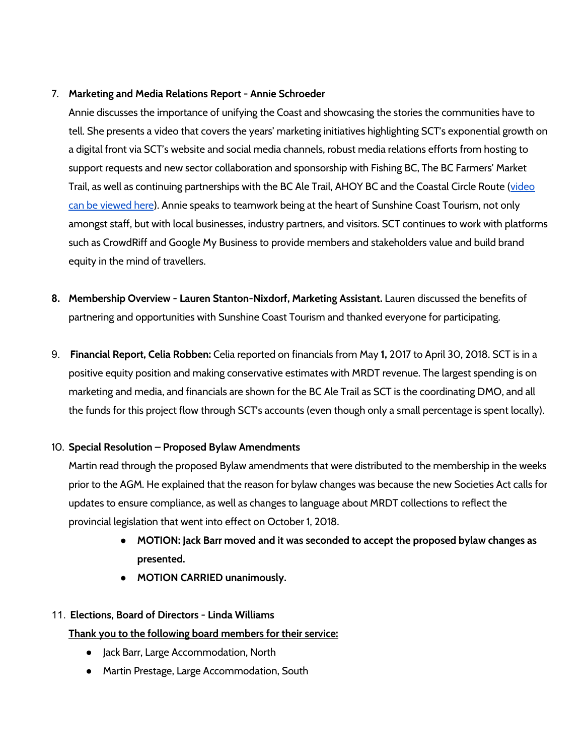7. **Marketing and Media Relations Report - Annie Schroeder**
   Annie discusses the importance of unifying the Coast and showcasing the stories the communities have to tell. She presents a video that covers the years' marketing initiatives highlighting SCT's exponential growth on a digital front via SCT's website and social media channels, robust media relations efforts from hosting to support requests and new sector collaboration and sponsorship with Fishing BC, The BC Farmers' Market Trail, as well as continuing partnerships with the BC Ale Trail, AHOY BC and the Coastal Circle Route (video can be viewed here). Annie speaks to teamwork being at the heart of Sunshine Coast Tourism, not only amongst staff, but with local businesses, industry partners, and visitors. SCT continues to work with platforms such as CrowdRiff and Google My Business to provide members and stakeholders value and build brand equity in the mind of travellers.

8. **Membership Overview - Lauren Stanton-Nixdorf, Marketing Assistant.** Lauren discussed the benefits of partnering and opportunities with Sunshine Coast Tourism and thanked everyone for participating.

9. **Financial Report, Celia Robben:** Celia reported on financials from May **1,** 2017 to April 30, 2018. SCT is in a positive equity position and making conservative estimates with MRDT revenue. The largest spending is on marketing and media, and financials are shown for the BC Ale Trail as SCT is the coordinating DMO, and all the funds for this project flow through SCT's accounts (even though only a small percentage is spent locally).

10. **Special Resolution – Proposed Bylaw Amendments**
    Martin read through the proposed Bylaw amendments that were distributed to the membership in the weeks prior to the AGM. He explained that the reason for bylaw changes was because the new Societies Act calls for updates to ensure compliance, as well as changes to language about MRDT collections to reflect the provincial legislation that went into effect on October 1, 2018.
    - **MOTION: Jack Barr moved and it was seconded to accept the proposed bylaw changes as presented.**
    - **MOTION CARRIED unanimously.**

11. **Elections, Board of Directors - Linda Williams**
    **Thank you to the following board members for their service:**
    - Jack Barr, Large Accommodation, North
    - Martin Prestage, Large Accommodation, South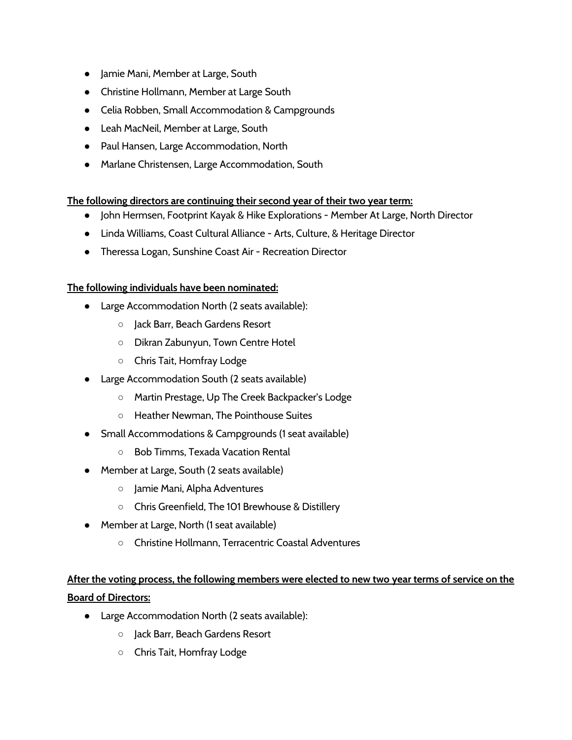- Jamie Mani, Member at Large, South
- Christine Hollmann, Member at Large South
- Celia Robben, Small Accommodation & Campgrounds
- Leah MacNeil, Member at Large, South
- Paul Hansen, Large Accommodation, North
- Marlane Christensen, Large Accommodation, South

**The following directors are continuing their second year of their two year term:**

- John Hermsen, Footprint Kayak & Hike Explorations - Member At Large, North Director
- Linda Williams, Coast Cultural Alliance - Arts, Culture, & Heritage Director
- Theressa Logan, Sunshine Coast Air - Recreation Director

**The following individuals have been nominated:**

- Large Accommodation North (2 seats available):
    - Jack Barr, Beach Gardens Resort
    - Dikran Zabunyun, Town Centre Hotel
    - Chris Tait, Homfray Lodge
- Large Accommodation South (2 seats available)
    - Martin Prestage, Up The Creek Backpacker's Lodge
    - Heather Newman, The Pointhouse Suites
- Small Accommodations & Campgrounds (1 seat available)
    - Bob Timms, Texada Vacation Rental
- Member at Large, South (2 seats available)
    - Jamie Mani, Alpha Adventures
    - Chris Greenfield, The 101 Brewhouse & Distillery
- Member at Large, North (1 seat available)
    - Christine Hollmann, Terracentric Coastal Adventures

**After the voting process, the following members were elected to new two year terms of service on the Board of Directors:**

- Large Accommodation North (2 seats available):
    - Jack Barr, Beach Gardens Resort
    - Chris Tait, Homfray Lodge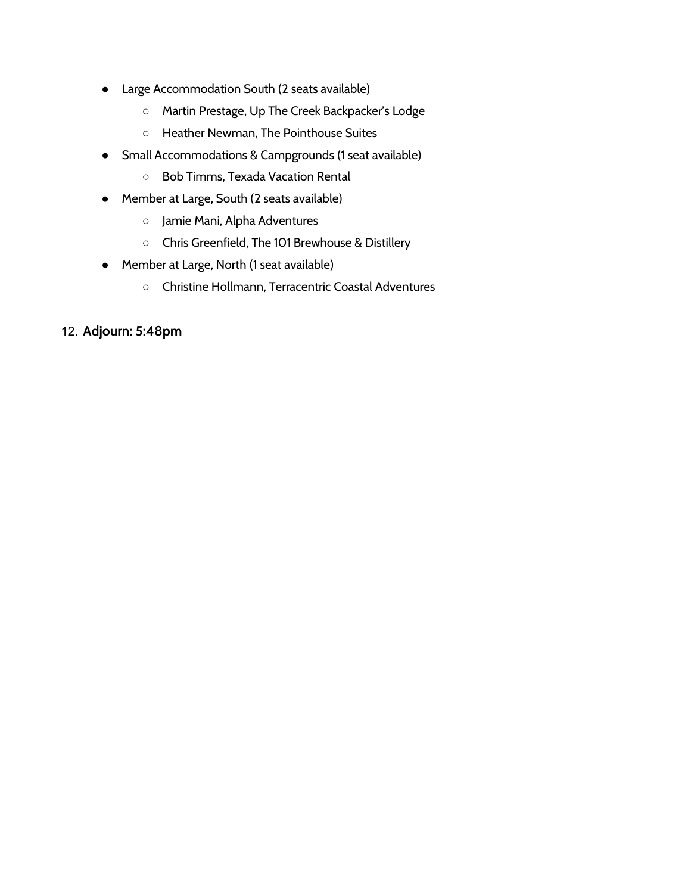- Large Accommodation South (2 seats available)
    - Martin Prestage, Up The Creek Backpacker's Lodge
    - Heather Newman, The Pointhouse Suites
- Small Accommodations & Campgrounds (1 seat available)
    - Bob Timms, Texada Vacation Rental
- Member at Large, South (2 seats available)
    - Jamie Mani, Alpha Adventures
    - Chris Greenfield, The 101 Brewhouse & Distillery
- Member at Large, North (1 seat available)
    - Christine Hollmann, Terracentric Coastal Adventures

12. **Adjourn: 5:48pm**